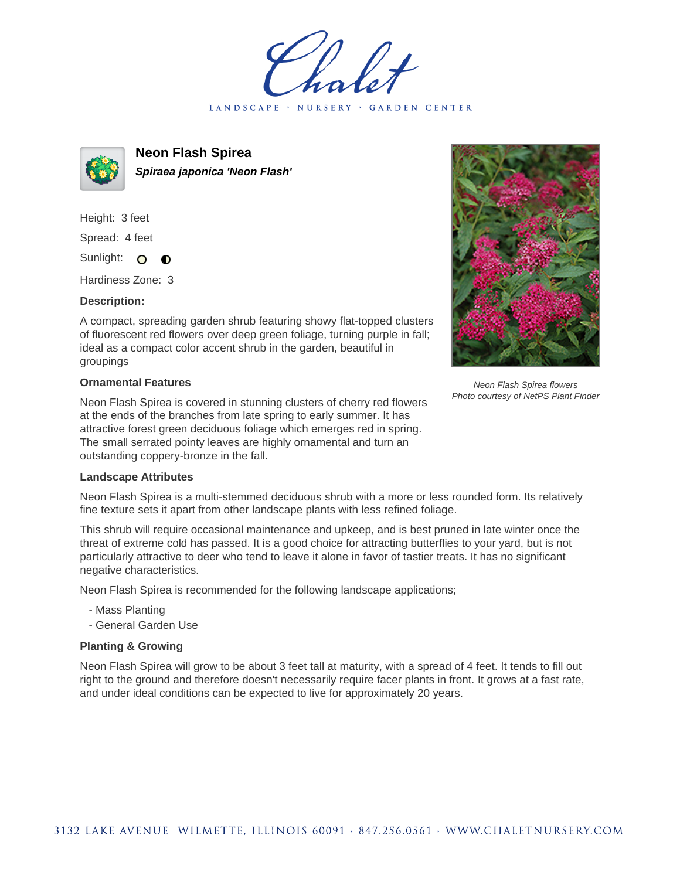Chalet

LANDSCAPE · NURSERY · GARDEN CENTER

# Neon Flash Spirea

***Spiraea japonica 'Neon Flash'***

Height: 3 feet

Spread: 4 feet

Sunlight:

Hardiness Zone: 3

### Description:

A compact, spreading garden shrub featuring showy flat-topped clusters of fluorescent red flowers over deep green foliage, turning purple in fall; ideal as a compact color accent shrub in the garden, beautiful in groupings

### Ornamental Features

Neon Flash Spirea is covered in stunning clusters of cherry red flowers at the ends of the branches from late spring to early summer. It has attractive forest green deciduous foliage which emerges red in spring. The small serrated pointy leaves are highly ornamental and turn an outstanding coppery-bronze in the fall.

*Neon Flash Spirea flowers*
*Photo courtesy of NetPS Plant Finder*

### Landscape Attributes

Neon Flash Spirea is a multi-stemmed deciduous shrub with a more or less rounded form. Its relatively fine texture sets it apart from other landscape plants with less refined foliage.

This shrub will require occasional maintenance and upkeep, and is best pruned in late winter once the threat of extreme cold has passed. It is a good choice for attracting butterflies to your yard, but is not particularly attractive to deer who tend to leave it alone in favor of tastier treats. It has no significant negative characteristics.

Neon Flash Spirea is recommended for the following landscape applications;

- Mass Planting
- General Garden Use

### Planting & Growing

Neon Flash Spirea will grow to be about 3 feet tall at maturity, with a spread of 4 feet. It tends to fill out right to the ground and therefore doesn't necessarily require facer plants in front. It grows at a fast rate, and under ideal conditions can be expected to live for approximately 20 years.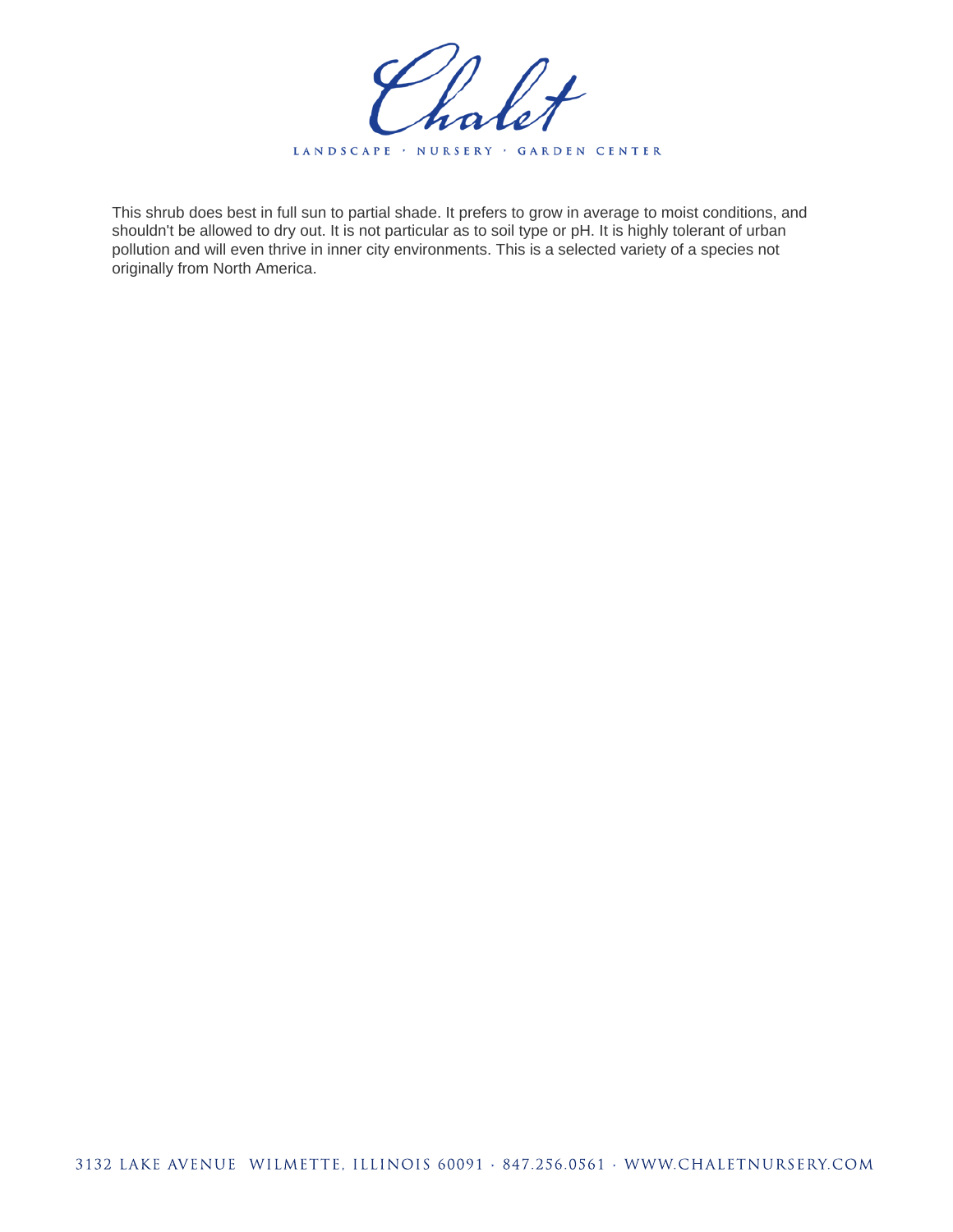This shrub does best in full sun to partial shade. It prefers to grow in average to moist conditions, and shouldn't be allowed to dry out. It is not particular as to soil type or pH. It is highly tolerant of urban pollution and will even thrive in inner city environments. This is a selected variety of a species not originally from North America.